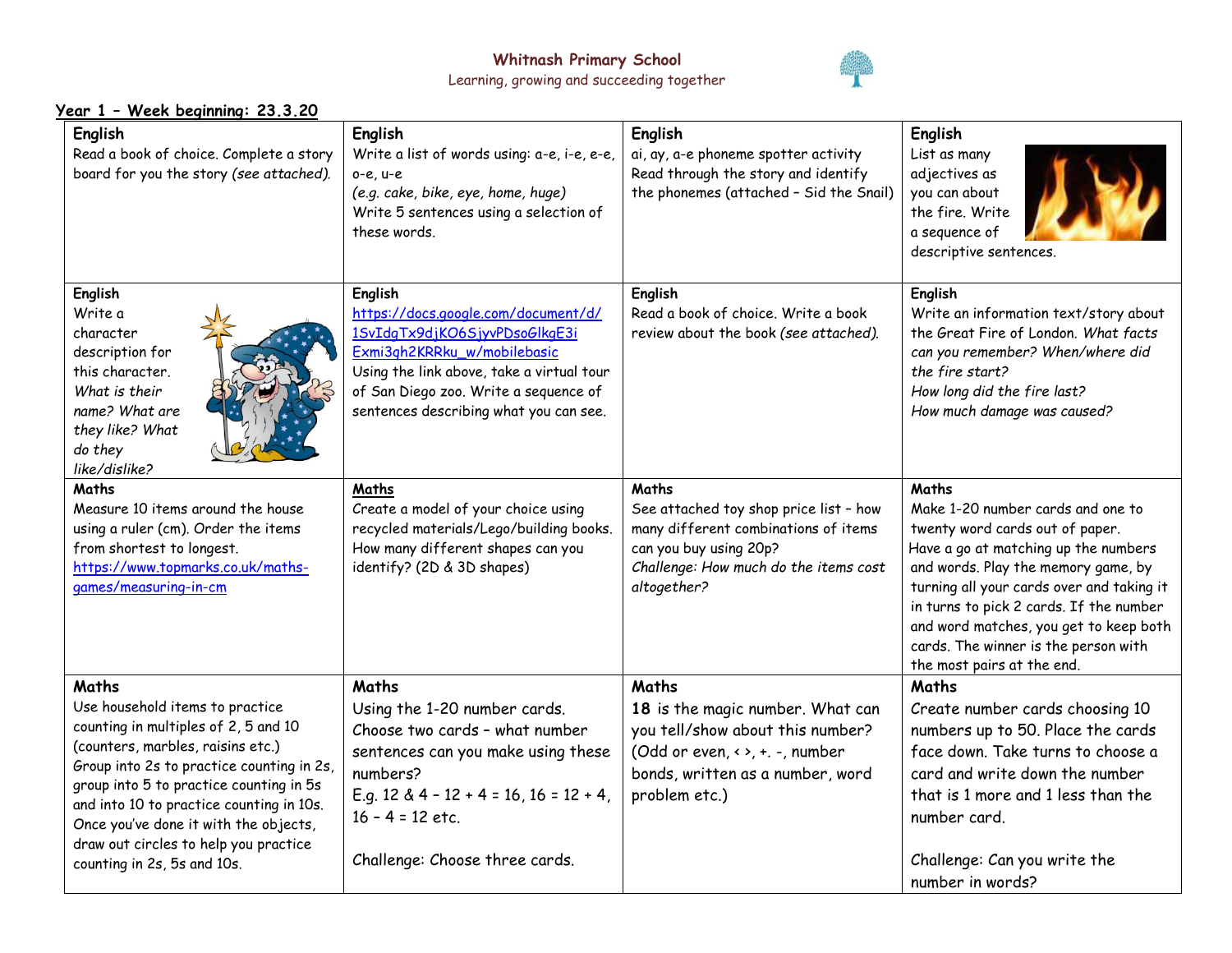**Whitnash Primary School**

Learning, growing and succeeding together

**Year 1 – Week beginning: 23.3.20**

| | | | |
|---|---|---|---|
| **English**<br>Read a book of choice. Complete a story board for you the story *(see attached).* | **English**<br>Write a list of words using: a-e, i-e, e-e, o-e, u-e<br>*(e.g. cake, bike, eye, home, huge)*<br>Write 5 sentences using a selection of these words. | **English**<br>ai, ay, a-e phoneme spotter activity<br>Read through the story and identify the phonemes (attached – Sid the Snail) | **English**<br>List as many adjectives as you can about the fire. Write a sequence of descriptive sentences. |
| **English**<br>Write a character description for this character.<br>*What is their name? What are they like? What do they like/dislike?* | **English**<br>https://docs.google.com/document/d/1SvIdgTx9djKO6SjyvPDsoGlkgE3iExmi3qh2KRRku_w/mobilebasic<br>Using the link above, take a virtual tour of San Diego zoo. Write a sequence of sentences describing what you can see. | **English**<br>Read a book of choice. Write a book review about the book *(see attached).* | **English**<br>Write an information text/story about the Great Fire of London. *What facts can you remember? When/where did the fire start?*<br>*How long did the fire last?*<br>*How much damage was caused?* |
| **Maths**<br>Measure 10 items around the house using a ruler (cm). Order the items from shortest to longest.<br>https://www.topmarks.co.uk/maths-games/measuring-in-cm | **Maths**<br>Create a model of your choice using recycled materials/Lego/building books. How many different shapes can you identify? (2D & 3D shapes) | **Maths**<br>See attached toy shop price list – how many different combinations of items can you buy using 20p?<br>*Challenge: How much do the items cost altogether?* | **Maths**<br>Make 1-20 number cards and one to twenty word cards out of paper.<br>Have a go at matching up the numbers and words. Play the memory game, by turning all your cards over and taking it in turns to pick 2 cards. If the number and word matches, you get to keep both cards. The winner is the person with the most pairs at the end. |
| **Maths**<br>Use household items to practice counting in multiples of 2, 5 and 10 (counters, marbles, raisins etc.)<br>Group into 2s to practice counting in 2s, group into 5 to practice counting in 5s and into 10 to practice counting in 10s. Once you've done it with the objects, draw out circles to help you practice counting in 2s, 5s and 10s. | **Maths**<br>Using the 1-20 number cards.<br>Choose two cards – what number sentences can you make using these numbers?<br>E.g. 12 & 4 – 12 + 4 = 16, 16 = 12 + 4, 16 – 4 = 12 etc.<br><br>Challenge: Choose three cards. | **Maths**<br>**18** is the magic number. What can you tell/show about this number? (Odd or even, < >, +. -, number bonds, written as a number, word problem etc.) | **Maths**<br>Create number cards choosing 10 numbers up to 50. Place the cards face down. Take turns to choose a card and write down the number that is 1 more and 1 less than the number card.<br><br>Challenge: Can you write the number in words? |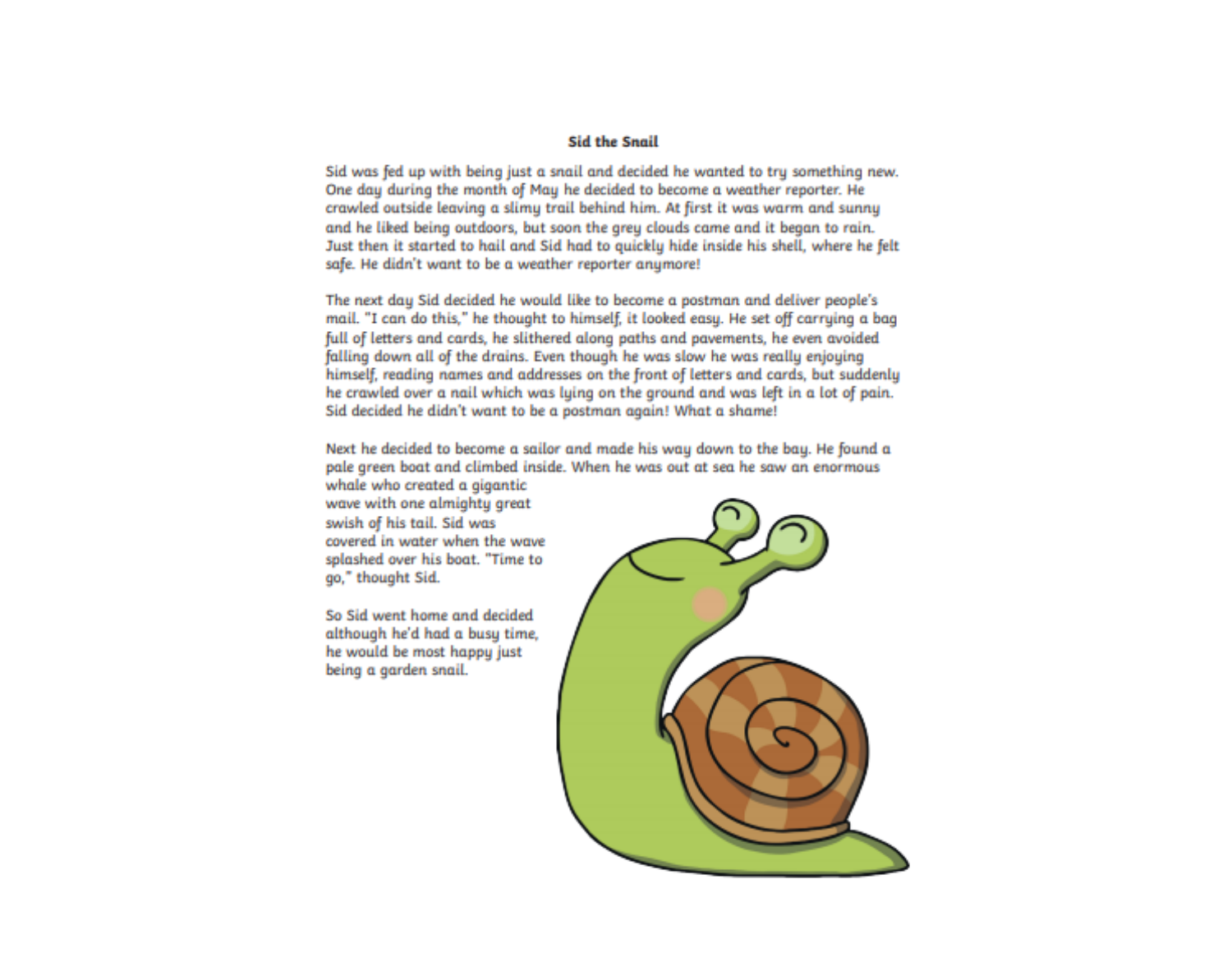# Sid the Snail

Sid was fed up with being just a snail and decided he wanted to try something new. One day during the month of May he decided to become a weather reporter. He crawled outside leaving a slimy trail behind him. At first it was warm and sunny and he liked being outdoors, but soon the grey clouds came and it began to rain. Just then it started to hail and Sid had to quickly hide inside his shell, where he felt safe. He didn't want to be a weather reporter anymore!

The next day Sid decided he would like to become a postman and deliver people's mail. "I can do this," he thought to himself, it looked easy. He set off carrying a bag full of letters and cards, he slithered along paths and pavements, he even avoided falling down all of the drains. Even though he was slow he was really enjoying himself, reading names and addresses on the front of letters and cards, but suddenly he crawled over a nail which was lying on the ground and was left in a lot of pain. Sid decided he didn't want to be a postman again! What a shame!

Next he decided to become a sailor and made his way down to the bay. He found a pale green boat and climbed inside. When he was out at sea he saw an enormous whale who created a gigantic wave with one almighty great swish of his tail. Sid was covered in water when the wave splashed over his boat. "Time to go," thought Sid.

So Sid went home and decided although he'd had a busy time, he would be most happy just being a garden snail.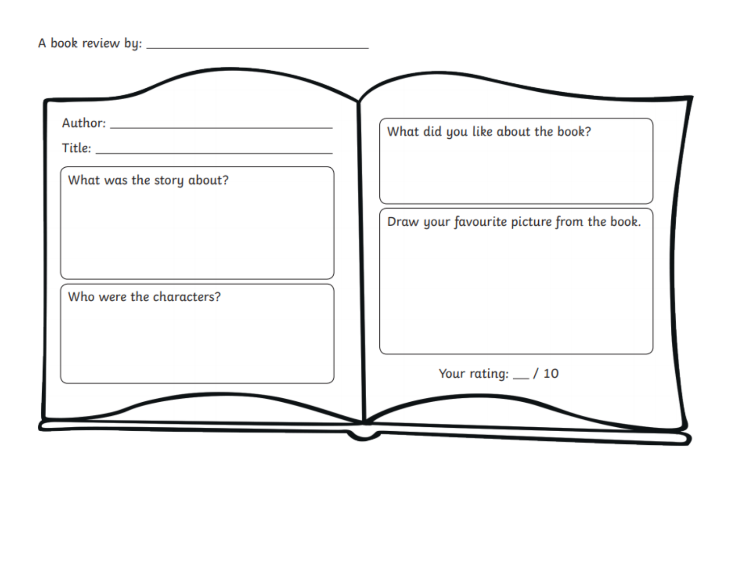A book review by: ________________________________

Author: ________________________________

Title: ________________________________

What was the story about?

Who were the characters?

What did you like about the book?

Draw your favourite picture from the book.

Your rating: __ / 10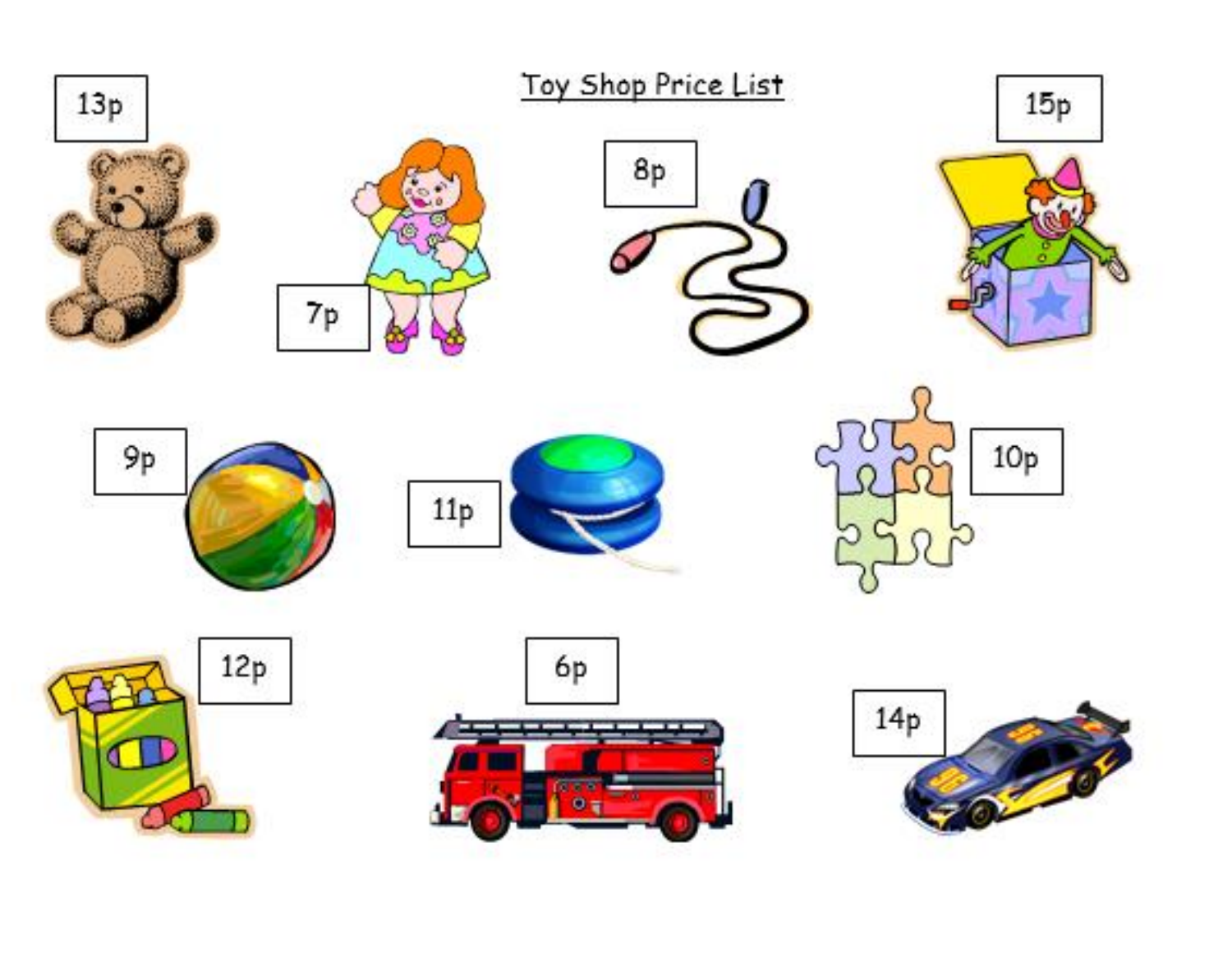# Toy Shop Price List

13p

7p

8p

15p

9p

11p

10p

12p

6p

14p